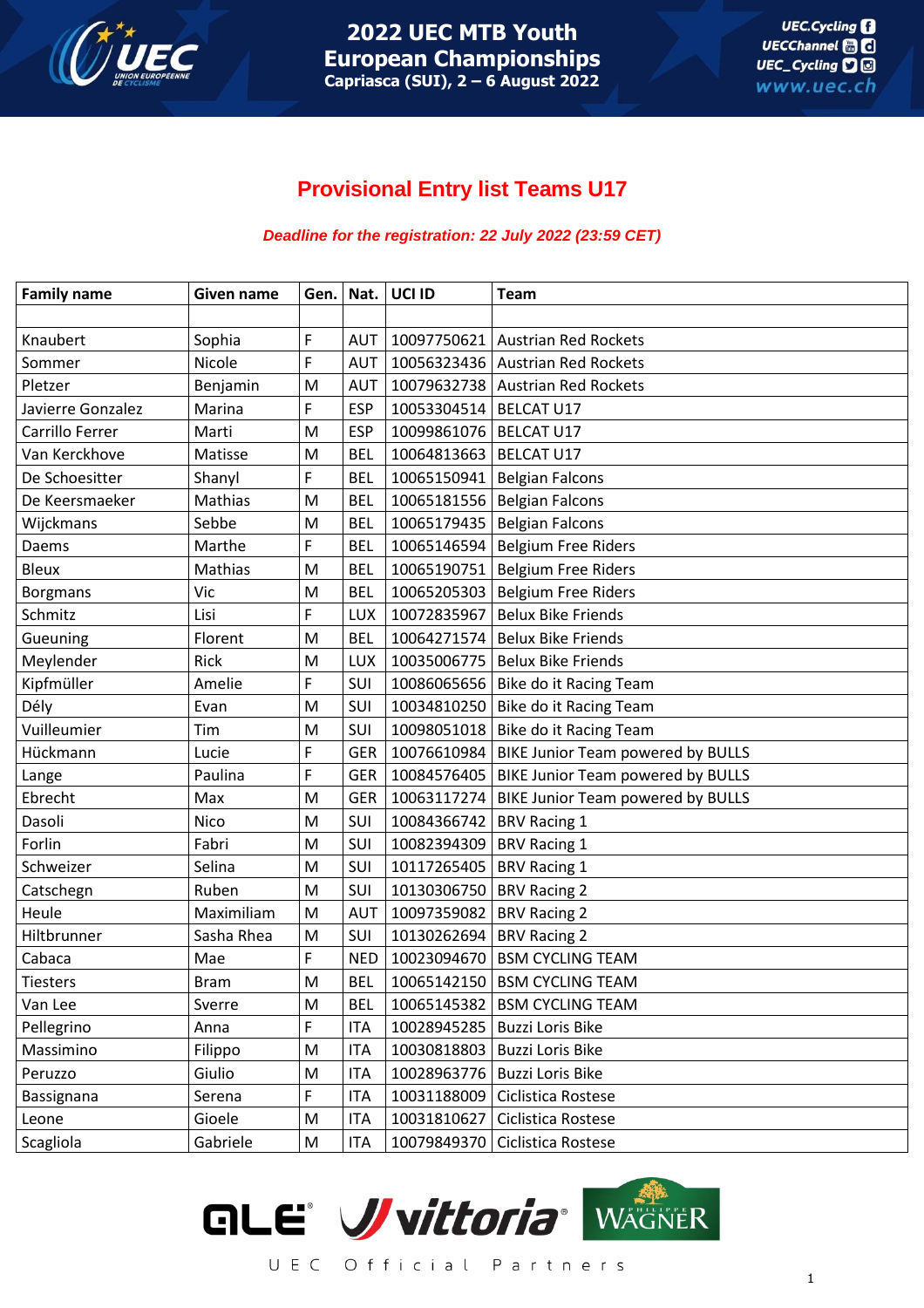# 2022 UEC MTB Youth European Championships

**Capriasca (SUI), 2 – 6 August 2022**

## Provisional Entry list Teams U17

***Deadline for the registration: 22 July 2022 (23:59 CET)***

| Family name | Given name | Gen. | Nat. | UCI ID | Team |
|---|---|---|---|---|---|
| | | | | | |
| Knaubert | Sophia | F | AUT | 10097750621 | Austrian Red Rockets |
| Sommer | Nicole | F | AUT | 10056323436 | Austrian Red Rockets |
| Pletzer | Benjamin | M | AUT | 10079632738 | Austrian Red Rockets |
| Javierre Gonzalez | Marina | F | ESP | 10053304514 | BELCAT U17 |
| Carrillo Ferrer | Marti | M | ESP | 10099861076 | BELCAT U17 |
| Van Kerckhove | Matisse | M | BEL | 10064813663 | BELCAT U17 |
| De Schoesitter | Shanyl | F | BEL | 10065150941 | Belgian Falcons |
| De Keersmaeker | Mathias | M | BEL | 10065181556 | Belgian Falcons |
| Wijckmans | Sebbe | M | BEL | 10065179435 | Belgian Falcons |
| Daems | Marthe | F | BEL | 10065146594 | Belgium Free Riders |
| Bleux | Mathias | M | BEL | 10065190751 | Belgium Free Riders |
| Borgmans | Vic | M | BEL | 10065205303 | Belgium Free Riders |
| Schmitz | Lisi | F | LUX | 10072835967 | Belux Bike Friends |
| Gueuning | Florent | M | BEL | 10064271574 | Belux Bike Friends |
| Meylender | Rick | M | LUX | 10035006775 | Belux Bike Friends |
| Kipfmüller | Amelie | F | SUI | 10086065656 | Bike do it Racing Team |
| Dély | Evan | M | SUI | 10034810250 | Bike do it Racing Team |
| Vuilleumier | Tim | M | SUI | 10098051018 | Bike do it Racing Team |
| Hückmann | Lucie | F | GER | 10076610984 | BIKE Junior Team powered by BULLS |
| Lange | Paulina | F | GER | 10084576405 | BIKE Junior Team powered by BULLS |
| Ebrecht | Max | M | GER | 10063117274 | BIKE Junior Team powered by BULLS |
| Dasoli | Nico | M | SUI | 10084366742 | BRV Racing 1 |
| Forlin | Fabri | M | SUI | 10082394309 | BRV Racing 1 |
| Schweizer | Selina | M | SUI | 10117265405 | BRV Racing 1 |
| Catschegn | Ruben | M | SUI | 10130306750 | BRV Racing 2 |
| Heule | Maximiliam | M | AUT | 10097359082 | BRV Racing 2 |
| Hiltbrunner | Sasha Rhea | M | SUI | 10130262694 | BRV Racing 2 |
| Cabaca | Mae | F | NED | 10023094670 | BSM CYCLING TEAM |
| Tiesters | Bram | M | BEL | 10065142150 | BSM CYCLING TEAM |
| Van Lee | Sverre | M | BEL | 10065145382 | BSM CYCLING TEAM |
| Pellegrino | Anna | F | ITA | 10028945285 | Buzzi Loris Bike |
| Massimino | Filippo | M | ITA | 10030818803 | Buzzi Loris Bike |
| Peruzzo | Giulio | M | ITA | 10028963776 | Buzzi Loris Bike |
| Bassignana | Serena | F | ITA | 10031188009 | Ciclistica Rostese |
| Leone | Gioele | M | ITA | 10031810627 | Ciclistica Rostese |
| Scagliola | Gabriele | M | ITA | 10079849370 | Ciclistica Rostese |

UEC Official Partners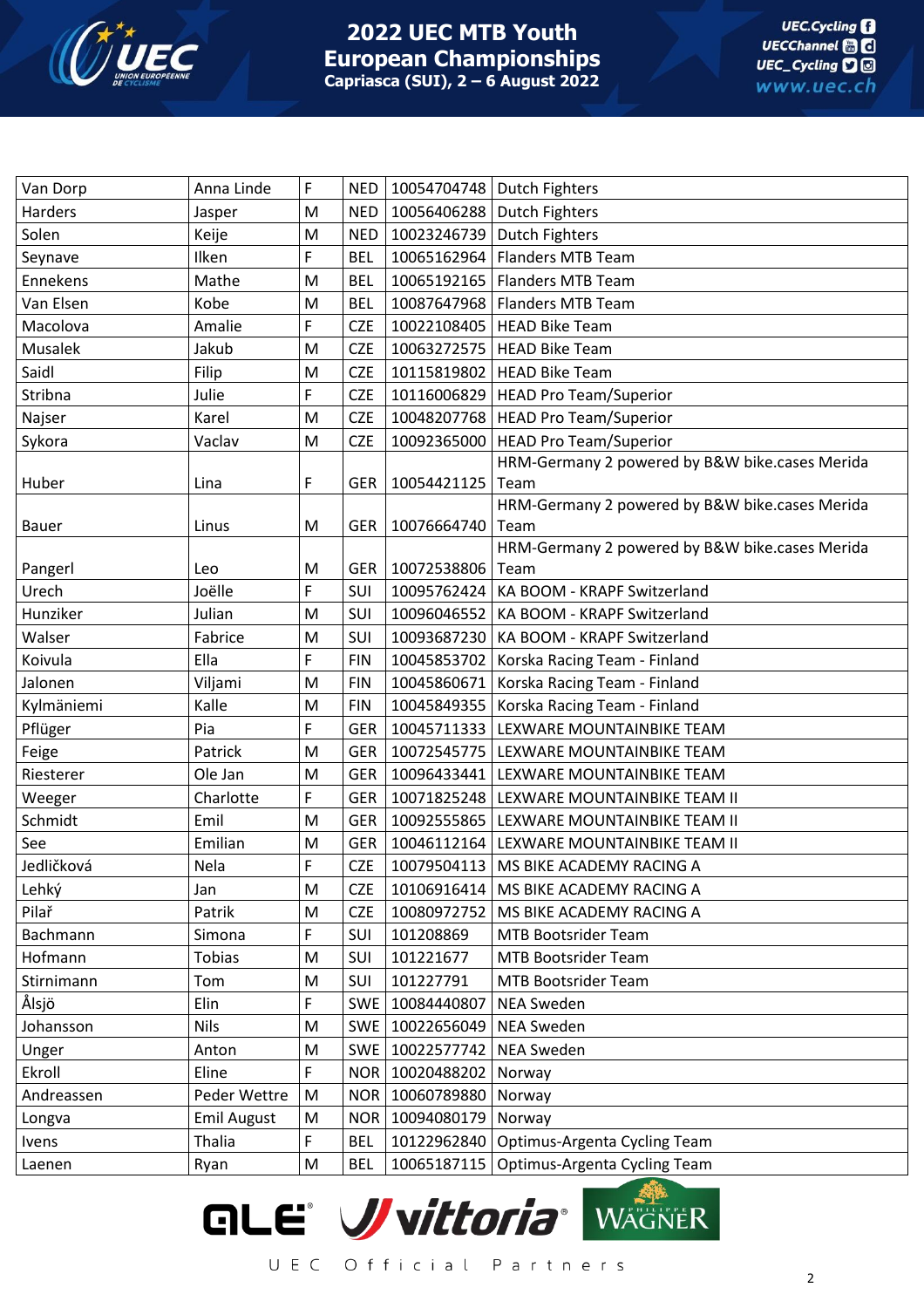| Van Dorp | Anna Linde | F | NED | 10054704748 | Dutch Fighters |
|---|---|---|---|---|---|
| Harders | Jasper | M | NED | 10056406288 | Dutch Fighters |
| Solen | Keije | M | NED | 10023246739 | Dutch Fighters |
| Seynave | Ilken | F | BEL | 10065162964 | Flanders MTB Team |
| Ennekens | Mathe | M | BEL | 10065192165 | Flanders MTB Team |
| Van Elsen | Kobe | M | BEL | 10087647968 | Flanders MTB Team |
| Macolova | Amalie | F | CZE | 10022108405 | HEAD Bike Team |
| Musalek | Jakub | M | CZE | 10063272575 | HEAD Bike Team |
| Saidl | Filip | M | CZE | 10115819802 | HEAD Bike Team |
| Stribna | Julie | F | CZE | 10116006829 | HEAD Pro Team/Superior |
| Najser | Karel | M | CZE | 10048207768 | HEAD Pro Team/Superior |
| Sykora | Vaclav | M | CZE | 10092365000 | HEAD Pro Team/Superior |
| Huber | Lina | F | GER | 10054421125 | HRM-Germany 2 powered by B&W bike.cases Merida Team |
| Bauer | Linus | M | GER | 10076664740 | HRM-Germany 2 powered by B&W bike.cases Merida Team |
| Pangerl | Leo | M | GER | 10072538806 | HRM-Germany 2 powered by B&W bike.cases Merida Team |
| Urech | Joëlle | F | SUI | 10095762424 | KA BOOM - KRAPF Switzerland |
| Hunziker | Julian | M | SUI | 10096046552 | KA BOOM - KRAPF Switzerland |
| Walser | Fabrice | M | SUI | 10093687230 | KA BOOM - KRAPF Switzerland |
| Koivula | Ella | F | FIN | 10045853702 | Korska Racing Team - Finland |
| Jalonen | Viljami | M | FIN | 10045860671 | Korska Racing Team - Finland |
| Kylmäniemi | Kalle | M | FIN | 10045849355 | Korska Racing Team - Finland |
| Pflüger | Pia | F | GER | 10045711333 | LEXWARE MOUNTAINBIKE TEAM |
| Feige | Patrick | M | GER | 10072545775 | LEXWARE MOUNTAINBIKE TEAM |
| Riesterer | Ole Jan | M | GER | 10096433441 | LEXWARE MOUNTAINBIKE TEAM |
| Weeger | Charlotte | F | GER | 10071825248 | LEXWARE MOUNTAINBIKE TEAM II |
| Schmidt | Emil | M | GER | 10092555865 | LEXWARE MOUNTAINBIKE TEAM II |
| See | Emilian | M | GER | 10046112164 | LEXWARE MOUNTAINBIKE TEAM II |
| Jedličková | Nela | F | CZE | 10079504113 | MS BIKE ACADEMY RACING A |
| Lehký | Jan | M | CZE | 10106916414 | MS BIKE ACADEMY RACING A |
| Pilař | Patrik | M | CZE | 10080972752 | MS BIKE ACADEMY RACING A |
| Bachmann | Simona | F | SUI | 101208869 | MTB Bootsrider Team |
| Hofmann | Tobias | M | SUI | 101221677 | MTB Bootsrider Team |
| Stirnimann | Tom | M | SUI | 101227791 | MTB Bootsrider Team |
| Ålsjö | Elin | F | SWE | 10084440807 | NEA Sweden |
| Johansson | Nils | M | SWE | 10022656049 | NEA Sweden |
| Unger | Anton | M | SWE | 10022577742 | NEA Sweden |
| Ekroll | Eline | F | NOR | 10020488202 | Norway |
| Andreassen | Peder Wettre | M | NOR | 10060789880 | Norway |
| Longva | Emil August | M | NOR | 10094080179 | Norway |
| Ivens | Thalia | F | BEL | 10122962840 | Optimus-Argenta Cycling Team |
| Laenen | Ryan | M | BEL | 10065187115 | Optimus-Argenta Cycling Team |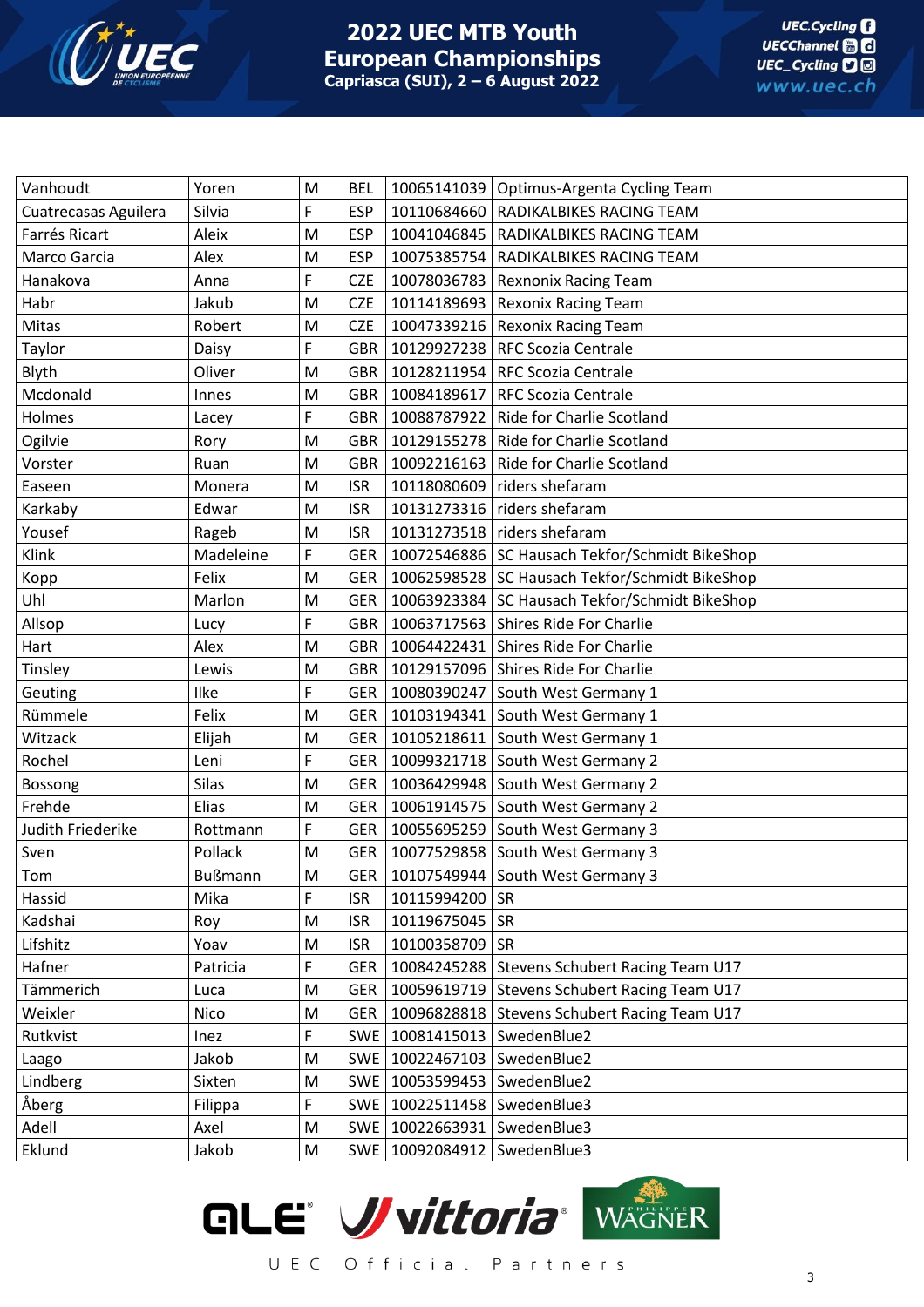| Vanhoudt | Yoren | M | BEL | 10065141039 | Optimus-Argenta Cycling Team |
|---|---|---|---|---|---|
| Cuatrecasas Aguilera | Silvia | F | ESP | 10110684660 | RADIKALBIKES RACING TEAM |
| Farrés Ricart | Aleix | M | ESP | 10041046845 | RADIKALBIKES RACING TEAM |
| Marco Garcia | Alex | M | ESP | 10075385754 | RADIKALBIKES RACING TEAM |
| Hanakova | Anna | F | CZE | 10078036783 | Rexnonix Racing Team |
| Habr | Jakub | M | CZE | 10114189693 | Rexonix Racing Team |
| Mitas | Robert | M | CZE | 10047339216 | Rexonix Racing Team |
| Taylor | Daisy | F | GBR | 10129927238 | RFC Scozia Centrale |
| Blyth | Oliver | M | GBR | 10128211954 | RFC Scozia Centrale |
| Mcdonald | Innes | M | GBR | 10084189617 | RFC Scozia Centrale |
| Holmes | Lacey | F | GBR | 10088787922 | Ride for Charlie Scotland |
| Ogilvie | Rory | M | GBR | 10129155278 | Ride for Charlie Scotland |
| Vorster | Ruan | M | GBR | 10092216163 | Ride for Charlie Scotland |
| Easeen | Monera | M | ISR | 10118080609 | riders shefaram |
| Karkaby | Edwar | M | ISR | 10131273316 | riders shefaram |
| Yousef | Rageb | M | ISR | 10131273518 | riders shefaram |
| Klink | Madeleine | F | GER | 10072546886 | SC Hausach Tekfor/Schmidt BikeShop |
| Kopp | Felix | M | GER | 10062598528 | SC Hausach Tekfor/Schmidt BikeShop |
| Uhl | Marlon | M | GER | 10063923384 | SC Hausach Tekfor/Schmidt BikeShop |
| Allsop | Lucy | F | GBR | 10063717563 | Shires Ride For Charlie |
| Hart | Alex | M | GBR | 10064422431 | Shires Ride For Charlie |
| Tinsley | Lewis | M | GBR | 10129157096 | Shires Ride For Charlie |
| Geuting | Ilke | F | GER | 10080390247 | South West Germany 1 |
| Rümmele | Felix | M | GER | 10103194341 | South West Germany 1 |
| Witzack | Elijah | M | GER | 10105218611 | South West Germany 1 |
| Rochel | Leni | F | GER | 10099321718 | South West Germany 2 |
| Bossong | Silas | M | GER | 10036429948 | South West Germany 2 |
| Frehde | Elias | M | GER | 10061914575 | South West Germany 2 |
| Judith Friederike | Rottmann | F | GER | 10055695259 | South West Germany 3 |
| Sven | Pollack | M | GER | 10077529858 | South West Germany 3 |
| Tom | Bußmann | M | GER | 10107549944 | South West Germany 3 |
| Hassid | Mika | F | ISR | 10115994200 | SR |
| Kadshai | Roy | M | ISR | 10119675045 | SR |
| Lifshitz | Yoav | M | ISR | 10100358709 | SR |
| Hafner | Patricia | F | GER | 10084245288 | Stevens Schubert Racing Team U17 |
| Tämmerich | Luca | M | GER | 10059619719 | Stevens Schubert Racing Team U17 |
| Weixler | Nico | M | GER | 10096828818 | Stevens Schubert Racing Team U17 |
| Rutkvist | Inez | F | SWE | 10081415013 | SwedenBlue2 |
| Laago | Jakob | M | SWE | 10022467103 | SwedenBlue2 |
| Lindberg | Sixten | M | SWE | 10053599453 | SwedenBlue2 |
| Åberg | Filippa | F | SWE | 10022511458 | SwedenBlue3 |
| Adell | Axel | M | SWE | 10022663931 | SwedenBlue3 |
| Eklund | Jakob | M | SWE | 10092084912 | SwedenBlue3 |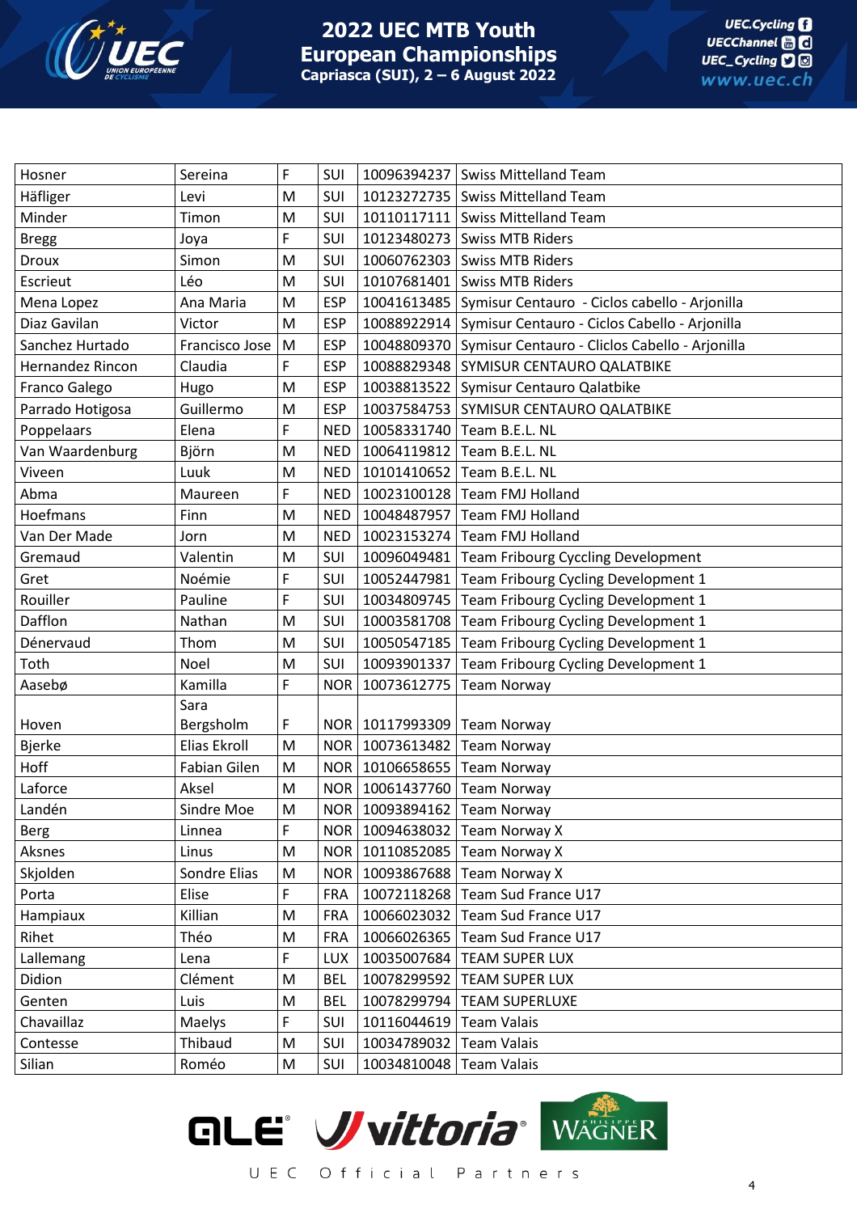| Hosner | Sereina | F | SUI | 10096394237 | Swiss Mittelland Team |
|---|---|---|---|---|---|
| Häfliger | Levi | M | SUI | 10123272735 | Swiss Mittelland Team |
| Minder | Timon | M | SUI | 10110117111 | Swiss Mittelland Team |
| Bregg | Joya | F | SUI | 10123480273 | Swiss MTB Riders |
| Droux | Simon | M | SUI | 10060762303 | Swiss MTB Riders |
| Escrieut | Léo | M | SUI | 10107681401 | Swiss MTB Riders |
| Mena Lopez | Ana Maria | M | ESP | 10041613485 | Symisur Centauro - Ciclos cabello - Arjonilla |
| Diaz Gavilan | Victor | M | ESP | 10088922914 | Symisur Centauro - Ciclos Cabello - Arjonilla |
| Sanchez Hurtado | Francisco Jose | M | ESP | 10048809370 | Symisur Centauro - Cliclos Cabello - Arjonilla |
| Hernandez Rincon | Claudia | F | ESP | 10088829348 | SYMISUR CENTAURO QALATBIKE |
| Franco Galego | Hugo | M | ESP | 10038813522 | Symisur Centauro Qalatbike |
| Parrado Hotigosa | Guillermo | M | ESP | 10037584753 | SYMISUR CENTAURO QALATBIKE |
| Poppelaars | Elena | F | NED | 10058331740 | Team B.E.L. NL |
| Van Waardenburg | Björn | M | NED | 10064119812 | Team B.E.L. NL |
| Viveen | Luuk | M | NED | 10101410652 | Team B.E.L. NL |
| Abma | Maureen | F | NED | 10023100128 | Team FMJ Holland |
| Hoefmans | Finn | M | NED | 10048487957 | Team FMJ Holland |
| Van Der Made | Jorn | M | NED | 10023153274 | Team FMJ Holland |
| Gremaud | Valentin | M | SUI | 10096049481 | Team Fribourg Cyccling Development |
| Gret | Noémie | F | SUI | 10052447981 | Team Fribourg Cycling Development 1 |
| Rouiller | Pauline | F | SUI | 10034809745 | Team Fribourg Cycling Development 1 |
| Dafflon | Nathan | M | SUI | 10003581708 | Team Fribourg Cycling Development 1 |
| Dénervaud | Thom | M | SUI | 10050547185 | Team Fribourg Cycling Development 1 |
| Toth | Noel | M | SUI | 10093901337 | Team Fribourg Cycling Development 1 |
| Aasebø | Kamilla | F | NOR | 10073612775 | Team Norway |
| Hoven | Sara Bergsholm | F | NOR | 10117993309 | Team Norway |
| Bjerke | Elias Ekroll | M | NOR | 10073613482 | Team Norway |
| Hoff | Fabian Gilen | M | NOR | 10106658655 | Team Norway |
| Laforce | Aksel | M | NOR | 10061437760 | Team Norway |
| Landén | Sindre Moe | M | NOR | 10093894162 | Team Norway |
| Berg | Linnea | F | NOR | 10094638032 | Team Norway X |
| Aksnes | Linus | M | NOR | 10110852085 | Team Norway X |
| Skjolden | Sondre Elias | M | NOR | 10093867688 | Team Norway X |
| Porta | Elise | F | FRA | 10072118268 | Team Sud France U17 |
| Hampiaux | Killian | M | FRA | 10066023032 | Team Sud France U17 |
| Rihet | Théo | M | FRA | 10066026365 | Team Sud France U17 |
| Lallemang | Lena | F | LUX | 10035007684 | TEAM SUPER LUX |
| Didion | Clément | M | BEL | 10078299592 | TEAM SUPER LUX |
| Genten | Luis | M | BEL | 10078299794 | TEAM SUPERLUXE |
| Chavaillaz | Maelys | F | SUI | 10116044619 | Team Valais |
| Contesse | Thibaud | M | SUI | 10034789032 | Team Valais |
| Silian | Roméo | M | SUI | 10034810048 | Team Valais |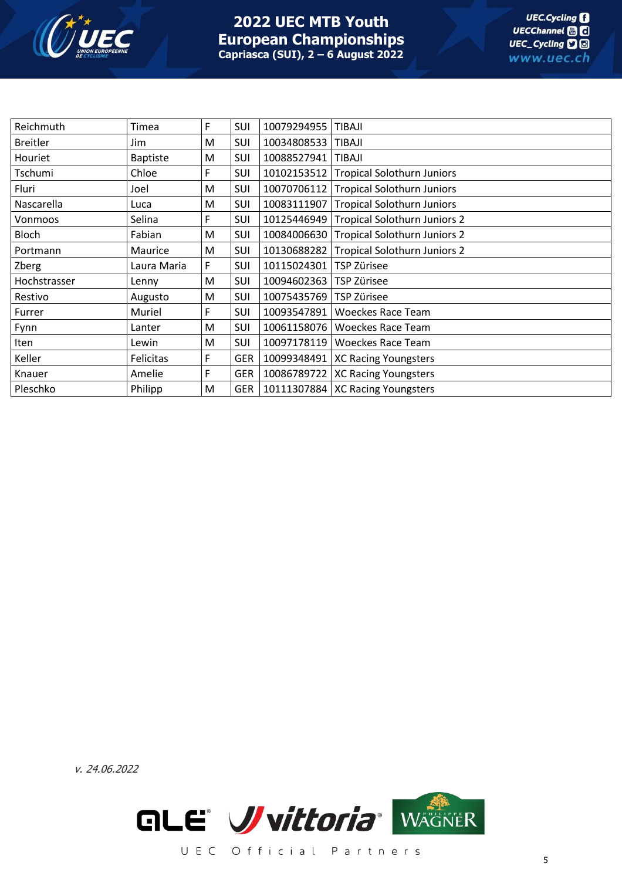| | | | | | |
|---|---|---|---|---|---|
| Reichmuth | Timea | F | SUI | 10079294955 | TIBAJI |
| Breitler | Jim | M | SUI | 10034808533 | TIBAJI |
| Houriet | Baptiste | M | SUI | 10088527941 | TIBAJI |
| Tschumi | Chloe | F | SUI | 10102153512 | Tropical Solothurn Juniors |
| Fluri | Joel | M | SUI | 10070706112 | Tropical Solothurn Juniors |
| Nascarella | Luca | M | SUI | 10083111907 | Tropical Solothurn Juniors |
| Vonmoos | Selina | F | SUI | 10125446949 | Tropical Solothurn Juniors 2 |
| Bloch | Fabian | M | SUI | 10084006630 | Tropical Solothurn Juniors 2 |
| Portmann | Maurice | M | SUI | 10130688282 | Tropical Solothurn Juniors 2 |
| Zberg | Laura Maria | F | SUI | 10115024301 | TSP Zürisee |
| Hochstrasser | Lenny | M | SUI | 10094602363 | TSP Zürisee |
| Restivo | Augusto | M | SUI | 10075435769 | TSP Zürisee |
| Furrer | Muriel | F | SUI | 10093547891 | Woeckes Race Team |
| Fynn | Lanter | M | SUI | 10061158076 | Woeckes Race Team |
| Iten | Lewin | M | SUI | 10097178119 | Woeckes Race Team |
| Keller | Felicitas | F | GER | 10099348491 | XC Racing Youngsters |
| Knauer | Amelie | F | GER | 10086789722 | XC Racing Youngsters |
| Pleschko | Philipp | M | GER | 10111307884 | XC Racing Youngsters |

*v. 24.06.2022*